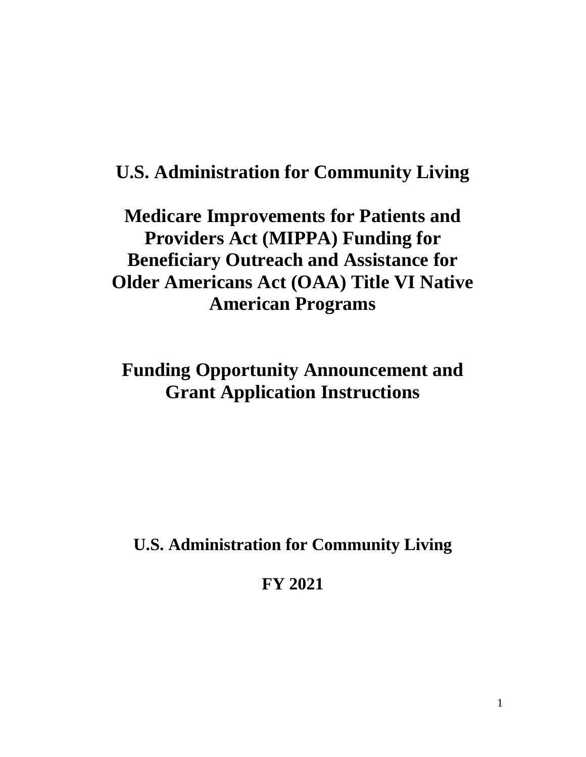# U.S. Administration for Community Living

# Medicare Improvements for Patients and Providers Act (MIPPA) Funding for Beneficiary Outreach and Assistance for Older Americans Act (OAA) Title VI Native American Programs

## Funding Opportunity Announcement and Grant Application Instructions

**U.S. Administration for Community Living**

**FY 2021**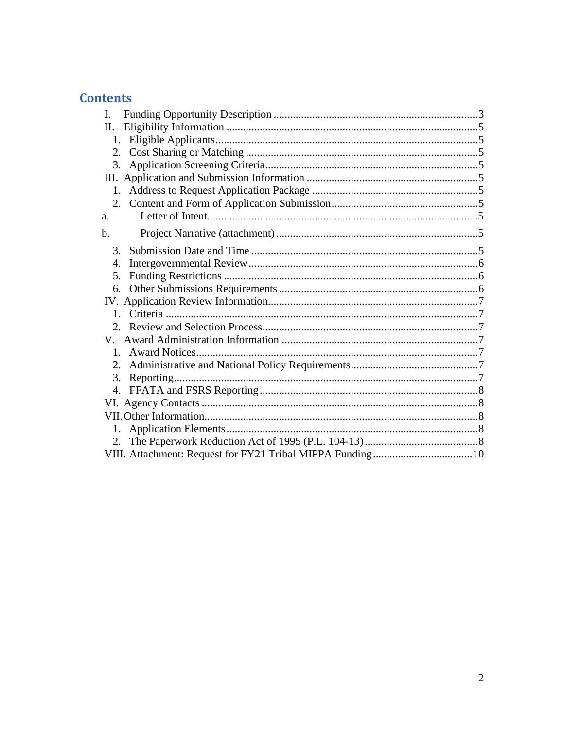## Contents

- I. Funding Opportunity Description ........................................................................3
- II. Eligibility Information ..........................................................................................5
  - 1. Eligible Applicants..............................................................................................5
  - 2. Cost Sharing or Matching ...................................................................................5
  - 3. Application Screening Criteria............................................................................5
- III. Application and Submission Information .............................................................5
  - 1. Address to Request Application Package ...........................................................5
  - 2. Content and Form of Application Submission....................................................5
    - a. Letter of Intent.................................................................................................5
    - b. Project Narrative (attachment) ........................................................................5
  - 3. Submission Date and Time .................................................................................5
  - 4. Intergovernmental Review..................................................................................6
  - 5. Funding Restrictions ...........................................................................................6
  - 6. Other Submissions Requirements .......................................................................6
- IV. Application Review Information..........................................................................7
  - 1. Criteria ...............................................................................................................7
  - 2. Review and Selection Process.............................................................................7
- V. Award Administration Information ......................................................................7
  - 1. Award Notices.....................................................................................................7
  - 2. Administrative and National Policy Requirements.............................................7
  - 3. Reporting............................................................................................................7
  - 4. FFATA and FSRS Reporting..............................................................................8
- VI. Agency Contacts ..................................................................................................8
- VII. Other Information.................................................................................................8
  - 1. Application Elements..........................................................................................8
  - 2. The Paperwork Reduction Act of 1995 (P.L. 104-13).........................................8
- VIII. Attachment: Request for FY21 Tribal MIPPA Funding....................................10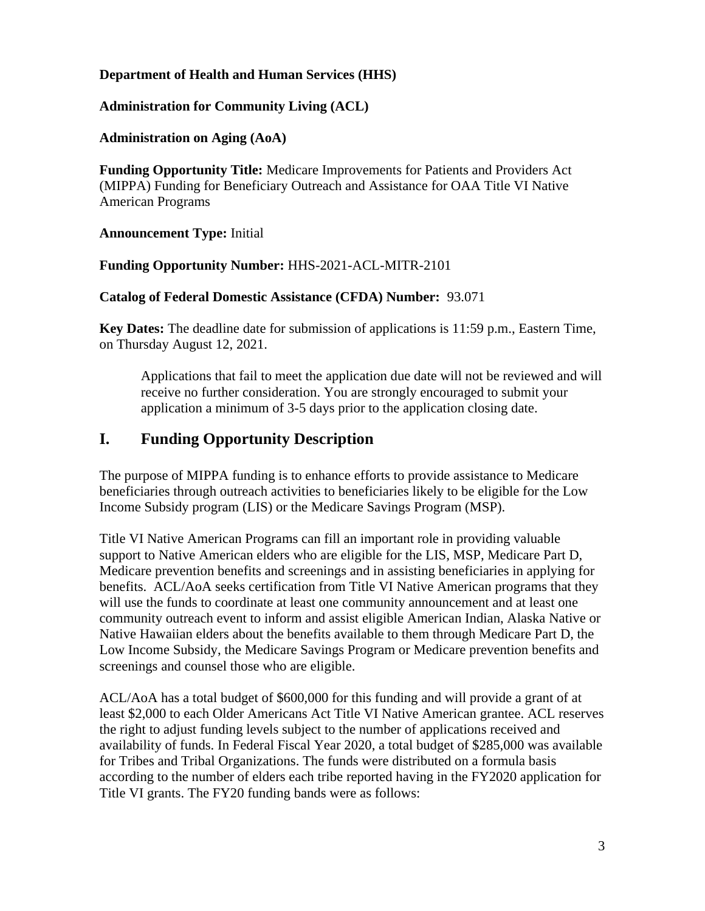**Department of Health and Human Services (HHS)**

**Administration for Community Living (ACL)**

**Administration on Aging (AoA)**

**Funding Opportunity Title:** Medicare Improvements for Patients and Providers Act (MIPPA) Funding for Beneficiary Outreach and Assistance for OAA Title VI Native American Programs

**Announcement Type:** Initial

**Funding Opportunity Number:** HHS-2021-ACL-MITR-2101

**Catalog of Federal Domestic Assistance (CFDA) Number:** 93.071

**Key Dates:** The deadline date for submission of applications is 11:59 p.m., Eastern Time, on Thursday August 12, 2021.

> Applications that fail to meet the application due date will not be reviewed and will receive no further consideration. You are strongly encouraged to submit your application a minimum of 3-5 days prior to the application closing date.

## I. Funding Opportunity Description

The purpose of MIPPA funding is to enhance efforts to provide assistance to Medicare beneficiaries through outreach activities to beneficiaries likely to be eligible for the Low Income Subsidy program (LIS) or the Medicare Savings Program (MSP).

Title VI Native American Programs can fill an important role in providing valuable support to Native American elders who are eligible for the LIS, MSP, Medicare Part D, Medicare prevention benefits and screenings and in assisting beneficiaries in applying for benefits. ACL/AoA seeks certification from Title VI Native American programs that they will use the funds to coordinate at least one community announcement and at least one community outreach event to inform and assist eligible American Indian, Alaska Native or Native Hawaiian elders about the benefits available to them through Medicare Part D, the Low Income Subsidy, the Medicare Savings Program or Medicare prevention benefits and screenings and counsel those who are eligible.

ACL/AoA has a total budget of $600,000 for this funding and will provide a grant of at least $2,000 to each Older Americans Act Title VI Native American grantee. ACL reserves the right to adjust funding levels subject to the number of applications received and availability of funds. In Federal Fiscal Year 2020, a total budget of $285,000 was available for Tribes and Tribal Organizations. The funds were distributed on a formula basis according to the number of elders each tribe reported having in the FY2020 application for Title VI grants. The FY20 funding bands were as follows: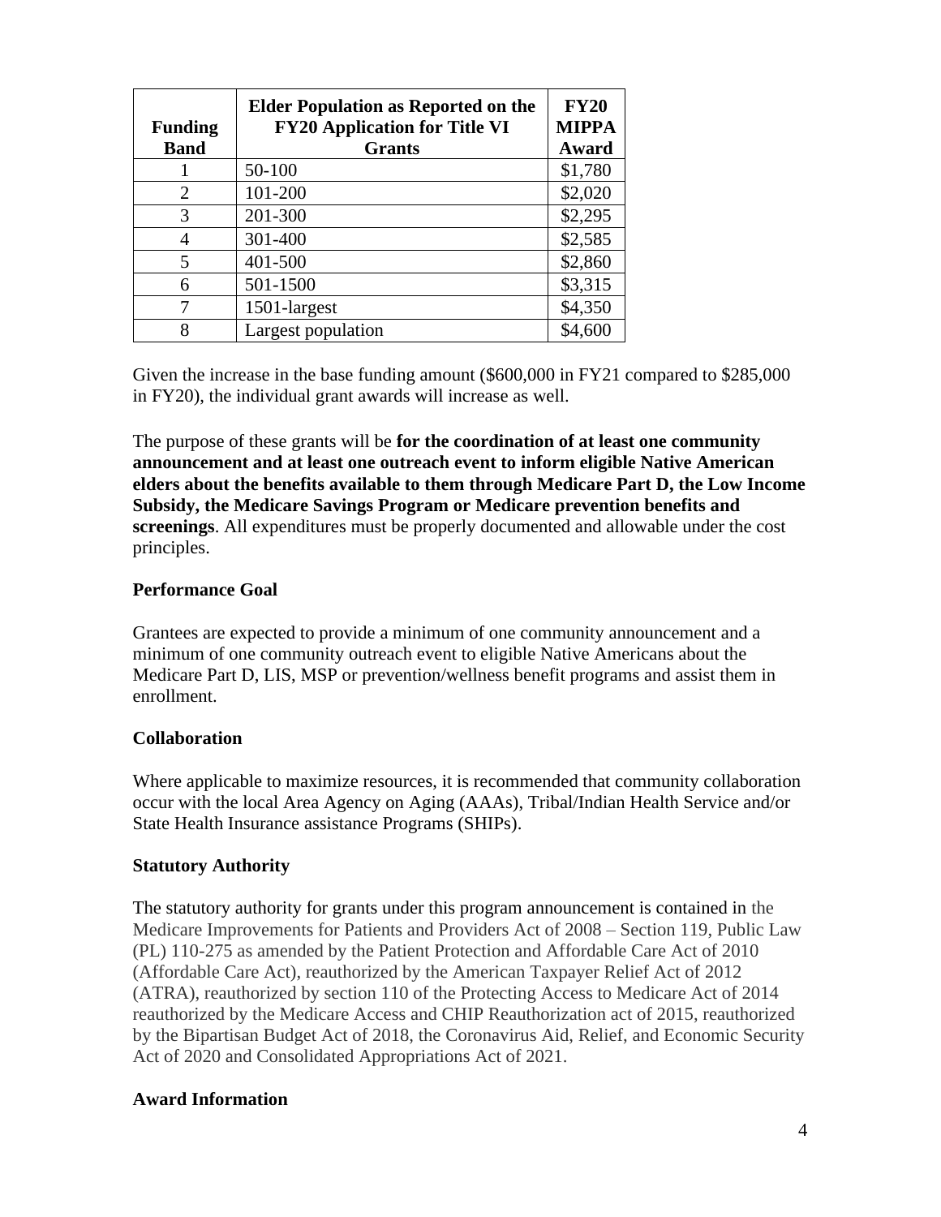| Funding Band | Elder Population as Reported on the FY20 Application for Title VI Grants | FY20 MIPPA Award |
|---|---|---|
| 1 | 50-100 | $1,780 |
| 2 | 101-200 | $2,020 |
| 3 | 201-300 | $2,295 |
| 4 | 301-400 | $2,585 |
| 5 | 401-500 | $2,860 |
| 6 | 501-1500 | $3,315 |
| 7 | 1501-largest | $4,350 |
| 8 | Largest population | $4,600 |

Given the increase in the base funding amount ($600,000 in FY21 compared to $285,000 in FY20), the individual grant awards will increase as well.

The purpose of these grants will be **for the coordination of at least one community announcement and at least one outreach event to inform eligible Native American elders about the benefits available to them through Medicare Part D, the Low Income Subsidy, the Medicare Savings Program or Medicare prevention benefits and screenings**. All expenditures must be properly documented and allowable under the cost principles.

### Performance Goal

Grantees are expected to provide a minimum of one community announcement and a minimum of one community outreach event to eligible Native Americans about the Medicare Part D, LIS, MSP or prevention/wellness benefit programs and assist them in enrollment.

### Collaboration

Where applicable to maximize resources, it is recommended that community collaboration occur with the local Area Agency on Aging (AAAs), Tribal/Indian Health Service and/or State Health Insurance assistance Programs (SHIPs).

### Statutory Authority

The statutory authority for grants under this program announcement is contained in the Medicare Improvements for Patients and Providers Act of 2008 – Section 119, Public Law (PL) 110-275 as amended by the Patient Protection and Affordable Care Act of 2010 (Affordable Care Act), reauthorized by the American Taxpayer Relief Act of 2012 (ATRA), reauthorized by section 110 of the Protecting Access to Medicare Act of 2014 reauthorized by the Medicare Access and CHIP Reauthorization act of 2015, reauthorized by the Bipartisan Budget Act of 2018, the Coronavirus Aid, Relief, and Economic Security Act of 2020 and Consolidated Appropriations Act of 2021.

### Award Information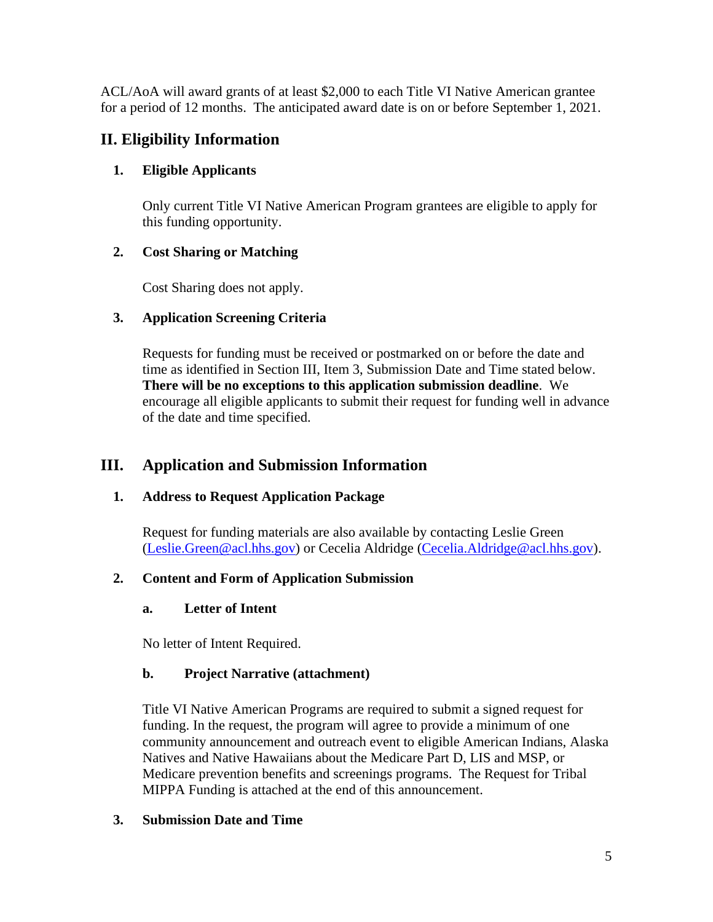ACL/AoA will award grants of at least $2,000 to each Title VI Native American grantee for a period of 12 months. The anticipated award date is on or before September 1, 2021.

## II. Eligibility Information

### 1. Eligible Applicants

Only current Title VI Native American Program grantees are eligible to apply for this funding opportunity.

### 2. Cost Sharing or Matching

Cost Sharing does not apply.

### 3. Application Screening Criteria

Requests for funding must be received or postmarked on or before the date and time as identified in Section III, Item 3, Submission Date and Time stated below. **There will be no exceptions to this application submission deadline**. We encourage all eligible applicants to submit their request for funding well in advance of the date and time specified.

## III. Application and Submission Information

### 1. Address to Request Application Package

Request for funding materials are also available by contacting Leslie Green (Leslie.Green@acl.hhs.gov) or Cecelia Aldridge (Cecelia.Aldridge@acl.hhs.gov).

### 2. Content and Form of Application Submission

#### a. Letter of Intent

No letter of Intent Required.

#### b. Project Narrative (attachment)

Title VI Native American Programs are required to submit a signed request for funding. In the request, the program will agree to provide a minimum of one community announcement and outreach event to eligible American Indians, Alaska Natives and Native Hawaiians about the Medicare Part D, LIS and MSP, or Medicare prevention benefits and screenings programs. The Request for Tribal MIPPA Funding is attached at the end of this announcement.

### 3. Submission Date and Time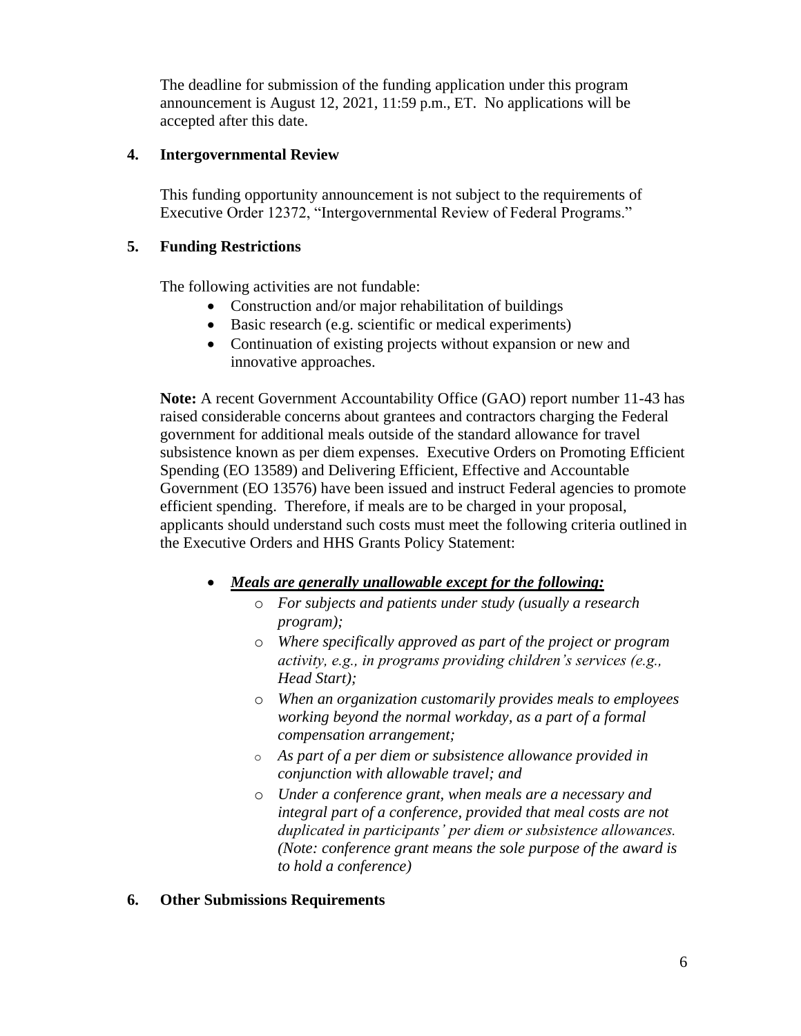The deadline for submission of the funding application under this program announcement is August 12, 2021, 11:59 p.m., ET. No applications will be accepted after this date.

### 4. Intergovernmental Review

This funding opportunity announcement is not subject to the requirements of Executive Order 12372, "Intergovernmental Review of Federal Programs."

### 5. Funding Restrictions

The following activities are not fundable:

- Construction and/or major rehabilitation of buildings
- Basic research (e.g. scientific or medical experiments)
- Continuation of existing projects without expansion or new and innovative approaches.

**Note:** A recent Government Accountability Office (GAO) report number 11-43 has raised considerable concerns about grantees and contractors charging the Federal government for additional meals outside of the standard allowance for travel subsistence known as per diem expenses. Executive Orders on Promoting Efficient Spending (EO 13589) and Delivering Efficient, Effective and Accountable Government (EO 13576) have been issued and instruct Federal agencies to promote efficient spending. Therefore, if meals are to be charged in your proposal, applicants should understand such costs must meet the following criteria outlined in the Executive Orders and HHS Grants Policy Statement:

- ***<u>Meals are generally unallowable except for the following:</u>***
  - *For subjects and patients under study (usually a research program);*
  - *Where specifically approved as part of the project or program activity, e.g., in programs providing children's services (e.g., Head Start);*
  - *When an organization customarily provides meals to employees working beyond the normal workday, as a part of a formal compensation arrangement;*
  - *As part of a per diem or subsistence allowance provided in conjunction with allowable travel; and*
  - *Under a conference grant, when meals are a necessary and integral part of a conference, provided that meal costs are not duplicated in participants' per diem or subsistence allowances. (Note: conference grant means the sole purpose of the award is to hold a conference)*

### 6. Other Submissions Requirements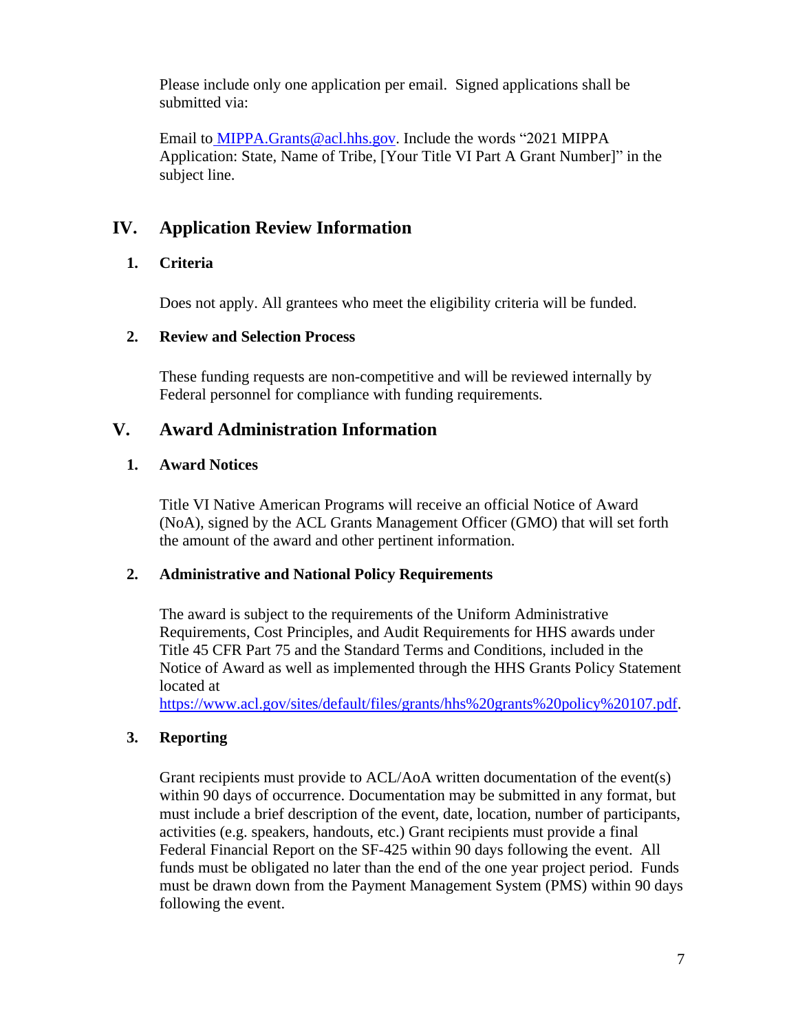Please include only one application per email. Signed applications shall be submitted via:

Email to MIPPA.Grants@acl.hhs.gov. Include the words "2021 MIPPA Application: State, Name of Tribe, [Your Title VI Part A Grant Number]" in the subject line.

## IV. Application Review Information

### 1. Criteria

Does not apply. All grantees who meet the eligibility criteria will be funded.

### 2. Review and Selection Process

These funding requests are non-competitive and will be reviewed internally by Federal personnel for compliance with funding requirements.

## V. Award Administration Information

### 1. Award Notices

Title VI Native American Programs will receive an official Notice of Award (NoA), signed by the ACL Grants Management Officer (GMO) that will set forth the amount of the award and other pertinent information.

### 2. Administrative and National Policy Requirements

The award is subject to the requirements of the Uniform Administrative Requirements, Cost Principles, and Audit Requirements for HHS awards under Title 45 CFR Part 75 and the Standard Terms and Conditions, included in the Notice of Award as well as implemented through the HHS Grants Policy Statement located at https://www.acl.gov/sites/default/files/grants/hhs%20grants%20policy%20107.pdf.

### 3. Reporting

Grant recipients must provide to ACL/AoA written documentation of the event(s) within 90 days of occurrence. Documentation may be submitted in any format, but must include a brief description of the event, date, location, number of participants, activities (e.g. speakers, handouts, etc.) Grant recipients must provide a final Federal Financial Report on the SF-425 within 90 days following the event. All funds must be obligated no later than the end of the one year project period. Funds must be drawn down from the Payment Management System (PMS) within 90 days following the event.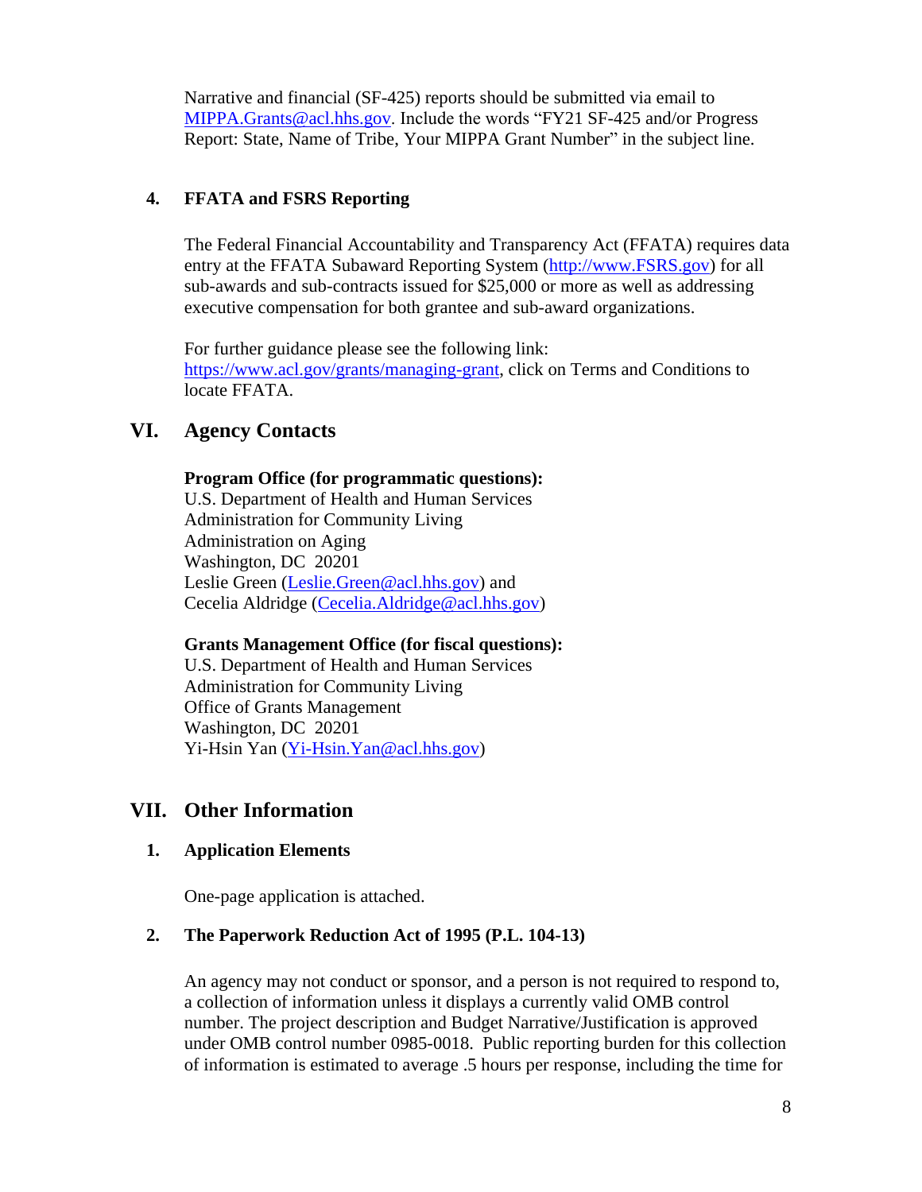Narrative and financial (SF-425) reports should be submitted via email to MIPPA.Grants@acl.hhs.gov. Include the words "FY21 SF-425 and/or Progress Report: State, Name of Tribe, Your MIPPA Grant Number" in the subject line.

### 4. FFATA and FSRS Reporting

The Federal Financial Accountability and Transparency Act (FFATA) requires data entry at the FFATA Subaward Reporting System (http://www.FSRS.gov) for all sub-awards and sub-contracts issued for $25,000 or more as well as addressing executive compensation for both grantee and sub-award organizations.

For further guidance please see the following link: https://www.acl.gov/grants/managing-grant, click on Terms and Conditions to locate FFATA.

## VI. Agency Contacts

**Program Office (for programmatic questions):**
U.S. Department of Health and Human Services
Administration for Community Living
Administration on Aging
Washington, DC 20201
Leslie Green (Leslie.Green@acl.hhs.gov) and
Cecelia Aldridge (Cecelia.Aldridge@acl.hhs.gov)

**Grants Management Office (for fiscal questions):**
U.S. Department of Health and Human Services
Administration for Community Living
Office of Grants Management
Washington, DC 20201
Yi-Hsin Yan (Yi-Hsin.Yan@acl.hhs.gov)

## VII. Other Information

### 1. Application Elements

One-page application is attached.

### 2. The Paperwork Reduction Act of 1995 (P.L. 104-13)

An agency may not conduct or sponsor, and a person is not required to respond to, a collection of information unless it displays a currently valid OMB control number. The project description and Budget Narrative/Justification is approved under OMB control number 0985-0018. Public reporting burden for this collection of information is estimated to average .5 hours per response, including the time for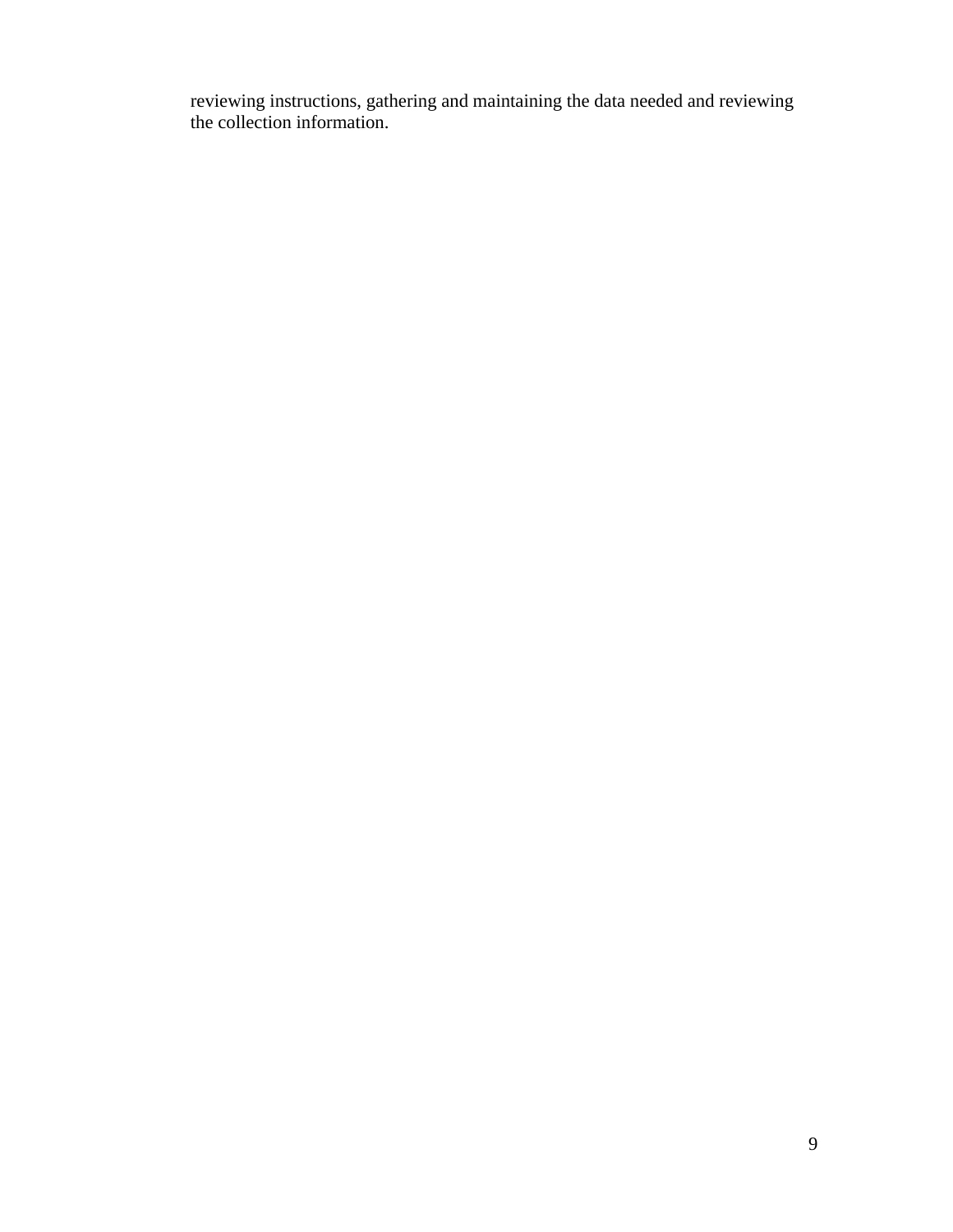reviewing instructions, gathering and maintaining the data needed and reviewing the collection information.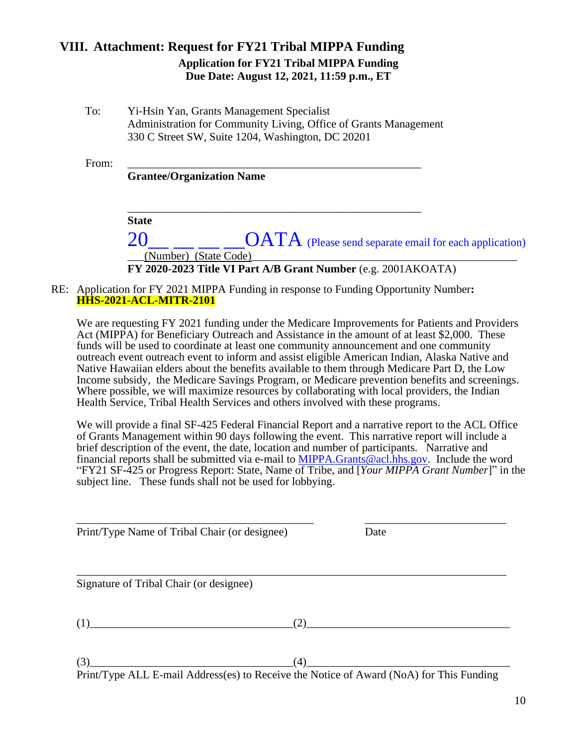## VIII. Attachment: Request for FY21 Tribal MIPPA Funding

**Application for FY21 Tribal MIPPA Funding**
**Due Date: August 12, 2021, 11:59 p.m., ET**

To: Yi-Hsin Yan, Grants Management Specialist
Administration for Community Living, Office of Grants Management
330 C Street SW, Suite 1204, Washington, DC 20201

From: ______________________________________________________
**Grantee/Organization Name**

______________________________________________________
**State**

20__ __ __ __OATA (Please send separate email for each application)
___(Number) (State Code)___________________________________________
**FY 2020-2023 Title VI Part A/B Grant Number** (e.g. 2001AKOATA)

RE: Application for FY 2021 MIPPA Funding in response to Funding Opportunity Number**:** **HHS-2021-ACL-MITR-2101**

We are requesting FY 2021 funding under the Medicare Improvements for Patients and Providers Act (MIPPA) for Beneficiary Outreach and Assistance in the amount of at least $2,000. These funds will be used to coordinate at least one community announcement and one community outreach event outreach event to inform and assist eligible American Indian, Alaska Native and Native Hawaiian elders about the benefits available to them through Medicare Part D, the Low Income subsidy, the Medicare Savings Program, or Medicare prevention benefits and screenings. Where possible, we will maximize resources by collaborating with local providers, the Indian Health Service, Tribal Health Services and others involved with these programs.

We will provide a final SF-425 Federal Financial Report and a narrative report to the ACL Office of Grants Management within 90 days following the event. This narrative report will include a brief description of the event, the date, location and number of participants. Narrative and financial reports shall be submitted via e-mail to MIPPA.Grants@acl.hhs.gov. Include the word "FY21 SF-425 or Progress Report: State, Name of Tribe, and [*Your MIPPA Grant Number*]" in the subject line. These funds shall not be used for lobbying.

________________________________________ ________________________
Print/Type Name of Tribal Chair (or designee) Date

__________________________________________________________________________
Signature of Tribal Chair (or designee)

(1)___________________________________(2)___________________________________

(3)___________________________________(4)___________________________________
Print/Type ALL E-mail Address(es) to Receive the Notice of Award (NoA) for This Funding